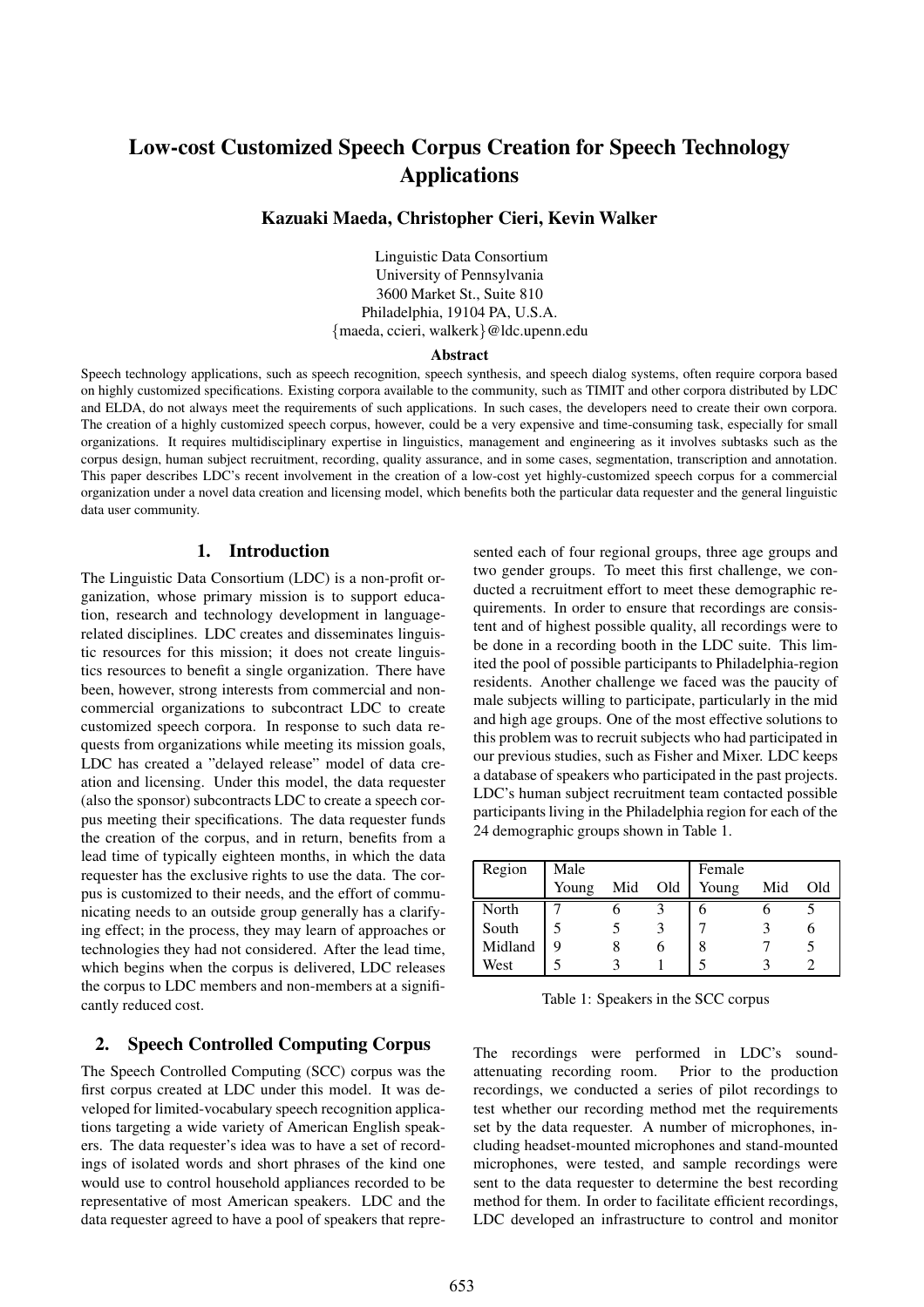# Low-cost Customized Speech Corpus Creation for Speech Technology Applications

**Kazuaki Maeda, Christopher Cieri, Kevin Walker**

Linguistic Data Consortium
University of Pennsylvania
3600 Market St., Suite 810
Philadelphia, 19104 PA, U.S.A.
{maeda, ccieri, walkerk}@ldc.upenn.edu

### Abstract

Speech technology applications, such as speech recognition, speech synthesis, and speech dialog systems, often require corpora based on highly customized specifications. Existing corpora available to the community, such as TIMIT and other corpora distributed by LDC and ELDA, do not always meet the requirements of such applications. In such cases, the developers need to create their own corpora. The creation of a highly customized speech corpus, however, could be a very expensive and time-consuming task, especially for small organizations. It requires multidisciplinary expertise in linguistics, management and engineering as it involves subtasks such as the corpus design, human subject recruitment, recording, quality assurance, and in some cases, segmentation, transcription and annotation. This paper describes LDC's recent involvement in the creation of a low-cost yet highly-customized speech corpus for a commercial organization under a novel data creation and licensing model, which benefits both the particular data requester and the general linguistic data user community.

## 1. Introduction

The Linguistic Data Consortium (LDC) is a non-profit organization, whose primary mission is to support education, research and technology development in language-related disciplines. LDC creates and disseminates linguistic resources for this mission; it does not create linguistics resources to benefit a single organization. There have been, however, strong interests from commercial and non-commercial organizations to subcontract LDC to create customized speech corpora. In response to such data requests from organizations while meeting its mission goals, LDC has created a "delayed release" model of data creation and licensing. Under this model, the data requester (also the sponsor) subcontracts LDC to create a speech corpus meeting their specifications. The data requester funds the creation of the corpus, and in return, benefits from a lead time of typically eighteen months, in which the data requester has the exclusive rights to use the data. The corpus is customized to their needs, and the effort of communicating needs to an outside group generally has a clarifying effect; in the process, they may learn of approaches or technologies they had not considered. After the lead time, which begins when the corpus is delivered, LDC releases the corpus to LDC members and non-members at a significantly reduced cost.

## 2. Speech Controlled Computing Corpus

The Speech Controlled Computing (SCC) corpus was the first corpus created at LDC under this model. It was developed for limited-vocabulary speech recognition applications targeting a wide variety of American English speakers. The data requester's idea was to have a set of recordings of isolated words and short phrases of the kind one would use to control household appliances recorded to be representative of most American speakers. LDC and the data requester agreed to have a pool of speakers that represented each of four regional groups, three age groups and two gender groups. To meet this first challenge, we conducted a recruitment effort to meet these demographic requirements. In order to ensure that recordings are consistent and of highest possible quality, all recordings were to be done in a recording booth in the LDC suite. This limited the pool of possible participants to Philadelphia-region residents. Another challenge we faced was the paucity of male subjects willing to participate, particularly in the mid and high age groups. One of the most effective solutions to this problem was to recruit subjects who had participated in our previous studies, such as Fisher and Mixer. LDC keeps a database of speakers who participated in the past projects. LDC's human subject recruitment team contacted possible participants living in the Philadelphia region for each of the 24 demographic groups shown in Table 1.

| Region | Male | | | Female | | |
|---|---|---|---|---|---|---|
| | Young | Mid | Old | Young | Mid | Old |
| North | 7 | 6 | 3 | 6 | 6 | 5 |
| South | 5 | 5 | 3 | 7 | 3 | 6 |
| Midland | 9 | 8 | 6 | 8 | 7 | 5 |
| West | 5 | 3 | 1 | 5 | 3 | 2 |

Table 1: Speakers in the SCC corpus

The recordings were performed in LDC's sound-attenuating recording room. Prior to the production recordings, we conducted a series of pilot recordings to test whether our recording method met the requirements set by the data requester. A number of microphones, including headset-mounted microphones and stand-mounted microphones, were tested, and sample recordings were sent to the data requester to determine the best recording method for them. In order to facilitate efficient recordings, LDC developed an infrastructure to control and monitor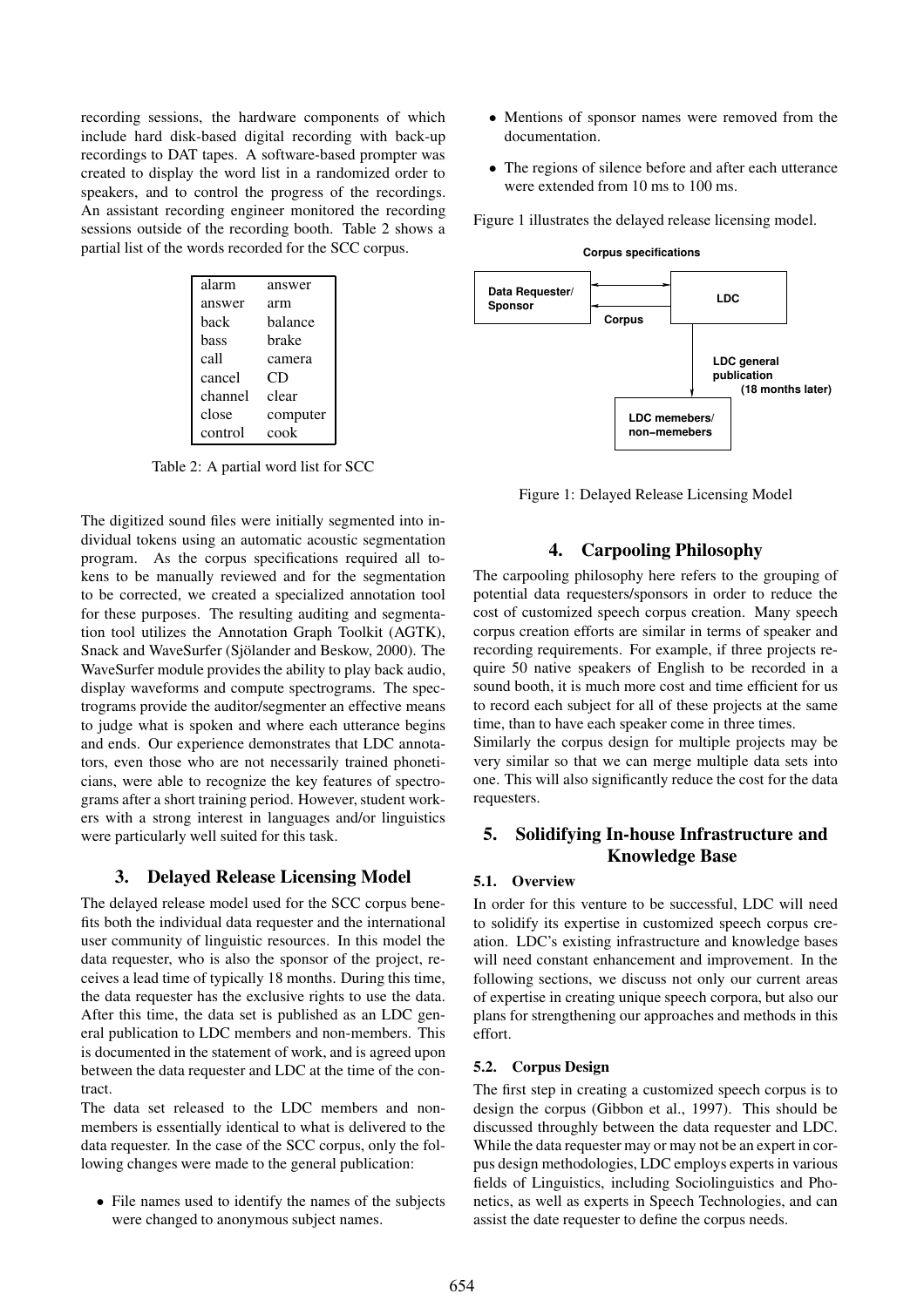recording sessions, the hardware components of which include hard disk-based digital recording with back-up recordings to DAT tapes. A software-based prompter was created to display the word list in a randomized order to speakers, and to control the progress of the recordings. An assistant recording engineer monitored the recording sessions outside of the recording booth. Table 2 shows a partial list of the words recorded for the SCC corpus.

| | |
|---|---|
| alarm | answer |
| answer | arm |
| back | balance |
| bass | brake |
| call | camera |
| cancel | CD |
| channel | clear |
| close | computer |
| control | cook |

Table 2: A partial word list for SCC

The digitized sound files were initially segmented into individual tokens using an automatic acoustic segmentation program. As the corpus specifications required all tokens to be manually reviewed and for the segmentation to be corrected, we created a specialized annotation tool for these purposes. The resulting auditing and segmentation tool utilizes the Annotation Graph Toolkit (AGTK), Snack and WaveSurfer (Sjölander and Beskow, 2000). The WaveSurfer module provides the ability to play back audio, display waveforms and compute spectrograms. The spectrograms provide the auditor/segmenter an effective means to judge what is spoken and where each utterance begins and ends. Our experience demonstrates that LDC annotators, even those who are not necessarily trained phoneticians, were able to recognize the key features of spectrograms after a short training period. However, student workers with a strong interest in languages and/or linguistics were particularly well suited for this task.

## 3. Delayed Release Licensing Model

The delayed release model used for the SCC corpus benefits both the individual data requester and the international user community of linguistic resources. In this model the data requester, who is also the sponsor of the project, receives a lead time of typically 18 months. During this time, the data requester has the exclusive rights to use the data. After this time, the data set is published as an LDC general publication to LDC members and non-members. This is documented in the statement of work, and is agreed upon between the data requester and LDC at the time of the contract.

The data set released to the LDC members and non-members is essentially identical to what is delivered to the data requester. In the case of the SCC corpus, only the following changes were made to the general publication:

- File names used to identify the names of the subjects were changed to anonymous subject names.
- Mentions of sponsor names were removed from the documentation.
- The regions of silence before and after each utterance were extended from 10 ms to 100 ms.

Figure 1 illustrates the delayed release licensing model.

Corpus specifications

Data Requester/ Sponsor → LDC

Corpus

LDC general publication (18 months later)

LDC memebers/ non–memebers

Figure 1: Delayed Release Licensing Model

## 4. Carpooling Philosophy

The carpooling philosophy here refers to the grouping of potential data requesters/sponsors in order to reduce the cost of customized speech corpus creation. Many speech corpus creation efforts are similar in terms of speaker and recording requirements. For example, if three projects require 50 native speakers of English to be recorded in a sound booth, it is much more cost and time efficient for us to record each subject for all of these projects at the same time, than to have each speaker come in three times.

Similarly the corpus design for multiple projects may be very similar so that we can merge multiple data sets into one. This will also significantly reduce the cost for the data requesters.

## 5. Solidifying In-house Infrastructure and Knowledge Base

### 5.1. Overview

In order for this venture to be successful, LDC will need to solidify its expertise in customized speech corpus creation. LDC's existing infrastructure and knowledge bases will need constant enhancement and improvement. In the following sections, we discuss not only our current areas of expertise in creating unique speech corpora, but also our plans for strengthening our approaches and methods in this effort.

### 5.2. Corpus Design

The first step in creating a customized speech corpus is to design the corpus (Gibbon et al., 1997). This should be discussed throughly between the data requester and LDC. While the data requester may or may not be an expert in corpus design methodologies, LDC employs experts in various fields of Linguistics, including Sociolinguistics and Phonetics, as well as experts in Speech Technologies, and can assist the date requester to define the corpus needs.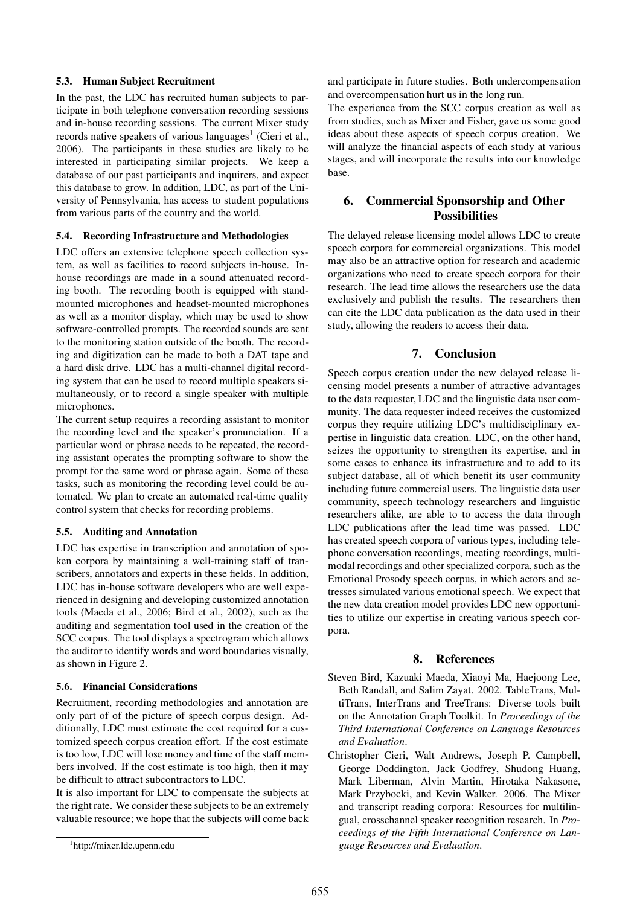### 5.3. Human Subject Recruitment

In the past, the LDC has recruited human subjects to participate in both telephone conversation recording sessions and in-house recording sessions. The current Mixer study records native speakers of various languages[1] (Cieri et al., 2006). The participants in these studies are likely to be interested in participating similar projects. We keep a database of our past participants and inquirers, and expect this database to grow. In addition, LDC, as part of the University of Pennsylvania, has access to student populations from various parts of the country and the world.

### 5.4. Recording Infrastructure and Methodologies

LDC offers an extensive telephone speech collection system, as well as facilities to record subjects in-house. In-house recordings are made in a sound attenuated recording booth. The recording booth is equipped with stand-mounted microphones and headset-mounted microphones as well as a monitor display, which may be used to show software-controlled prompts. The recorded sounds are sent to the monitoring station outside of the booth. The recording and digitization can be made to both a DAT tape and a hard disk drive. LDC has a multi-channel digital recording system that can be used to record multiple speakers simultaneously, or to record a single speaker with multiple microphones.

The current setup requires a recording assistant to monitor the recording level and the speaker's pronunciation. If a particular word or phrase needs to be repeated, the recording assistant operates the prompting software to show the prompt for the same word or phrase again. Some of these tasks, such as monitoring the recording level could be automated. We plan to create an automated real-time quality control system that checks for recording problems.

### 5.5. Auditing and Annotation

LDC has expertise in transcription and annotation of spoken corpora by maintaining a well-training staff of transcribers, annotators and experts in these fields. In addition, LDC has in-house software developers who are well experienced in designing and developing customized annotation tools (Maeda et al., 2006; Bird et al., 2002), such as the auditing and segmentation tool used in the creation of the SCC corpus. The tool displays a spectrogram which allows the auditor to identify words and word boundaries visually, as shown in Figure 2.

### 5.6. Financial Considerations

Recruitment, recording methodologies and annotation are only part of of the picture of speech corpus design. Additionally, LDC must estimate the cost required for a customized speech corpus creation effort. If the cost estimate is too low, LDC will lose money and time of the staff members involved. If the cost estimate is too high, then it may be difficult to attract subcontractors to LDC.

It is also important for LDC to compensate the subjects at the right rate. We consider these subjects to be an extremely valuable resource; we hope that the subjects will come back and participate in future studies. Both undercompensation and overcompensation hurt us in the long run.

The experience from the SCC corpus creation as well as from studies, such as Mixer and Fisher, gave us some good ideas about these aspects of speech corpus creation. We will analyze the financial aspects of each study at various stages, and will incorporate the results into our knowledge base.

[1] http://mixer.ldc.upenn.edu

## 6. Commercial Sponsorship and Other Possibilities

The delayed release licensing model allows LDC to create speech corpora for commercial organizations. This model may also be an attractive option for research and academic organizations who need to create speech corpora for their research. The lead time allows the researchers use the data exclusively and publish the results. The researchers then can cite the LDC data publication as the data used in their study, allowing the readers to access their data.

## 7. Conclusion

Speech corpus creation under the new delayed release licensing model presents a number of attractive advantages to the data requester, LDC and the linguistic data user community. The data requester indeed receives the customized corpus they require utilizing LDC's multidisciplinary expertise in linguistic data creation. LDC, on the other hand, seizes the opportunity to strengthen its expertise, and in some cases to enhance its infrastructure and to add to its subject database, all of which benefit its user community including future commercial users. The linguistic data user community, speech technology researchers and linguistic researchers alike, are able to to access the data through LDC publications after the lead time was passed. LDC has created speech corpora of various types, including telephone conversation recordings, meeting recordings, multimodal recordings and other specialized corpora, such as the Emotional Prosody speech corpus, in which actors and actresses simulated various emotional speech. We expect that the new data creation model provides LDC new opportunities to utilize our expertise in creating various speech corpora.

## 8. References

Steven Bird, Kazuaki Maeda, Xiaoyi Ma, Haejoong Lee, Beth Randall, and Salim Zayat. 2002. TableTrans, MultiTrans, InterTrans and TreeTrans: Diverse tools built on the Annotation Graph Toolkit. In *Proceedings of the Third International Conference on Language Resources and Evaluation*.

Christopher Cieri, Walt Andrews, Joseph P. Campbell, George Doddington, Jack Godfrey, Shudong Huang, Mark Liberman, Alvin Martin, Hirotaka Nakasone, Mark Przybocki, and Kevin Walker. 2006. The Mixer and transcript reading corpora: Resources for multilingual, crosschannel speaker recognition research. In *Proceedings of the Fifth International Conference on Language Resources and Evaluation*.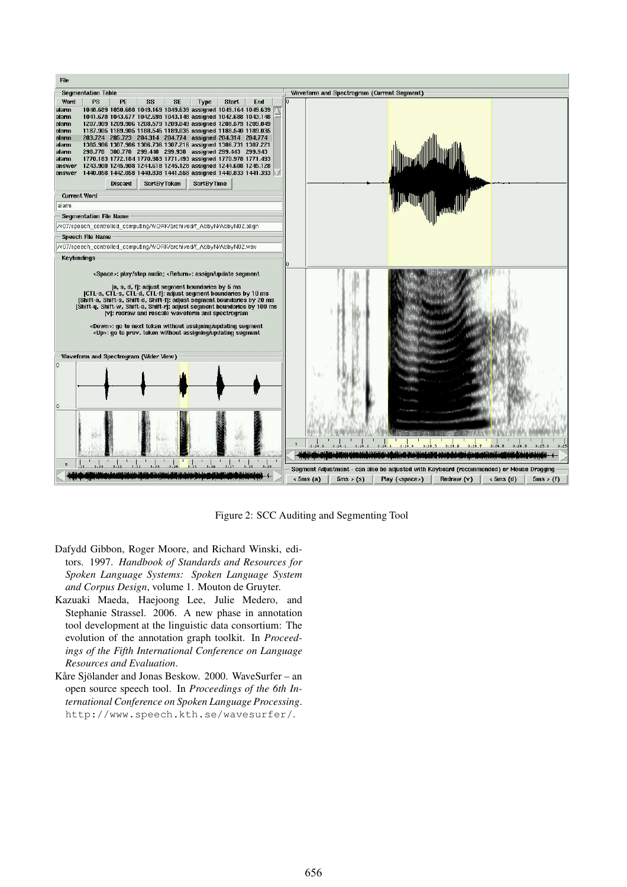Figure 2: SCC Auditing and Segmenting Tool

Dafydd Gibbon, Roger Moore, and Richard Winski, editors. 1997. *Handbook of Standards and Resources for Spoken Language Systems: Spoken Language System and Corpus Design*, volume 1. Mouton de Gruyter.

Kazuaki Maeda, Haejoong Lee, Julie Medero, and Stephanie Strassel. 2006. A new phase in annotation tool development at the linguistic data consortium: The evolution of the annotation graph toolkit. In *Proceedings of the Fifth International Conference on Language Resources and Evaluation*.

Kåre Sjölander and Jonas Beskow. 2000. WaveSurfer – an open source speech tool. In *Proceedings of the 6th International Conference on Spoken Language Processing*. http://www.speech.kth.se/wavesurfer/.